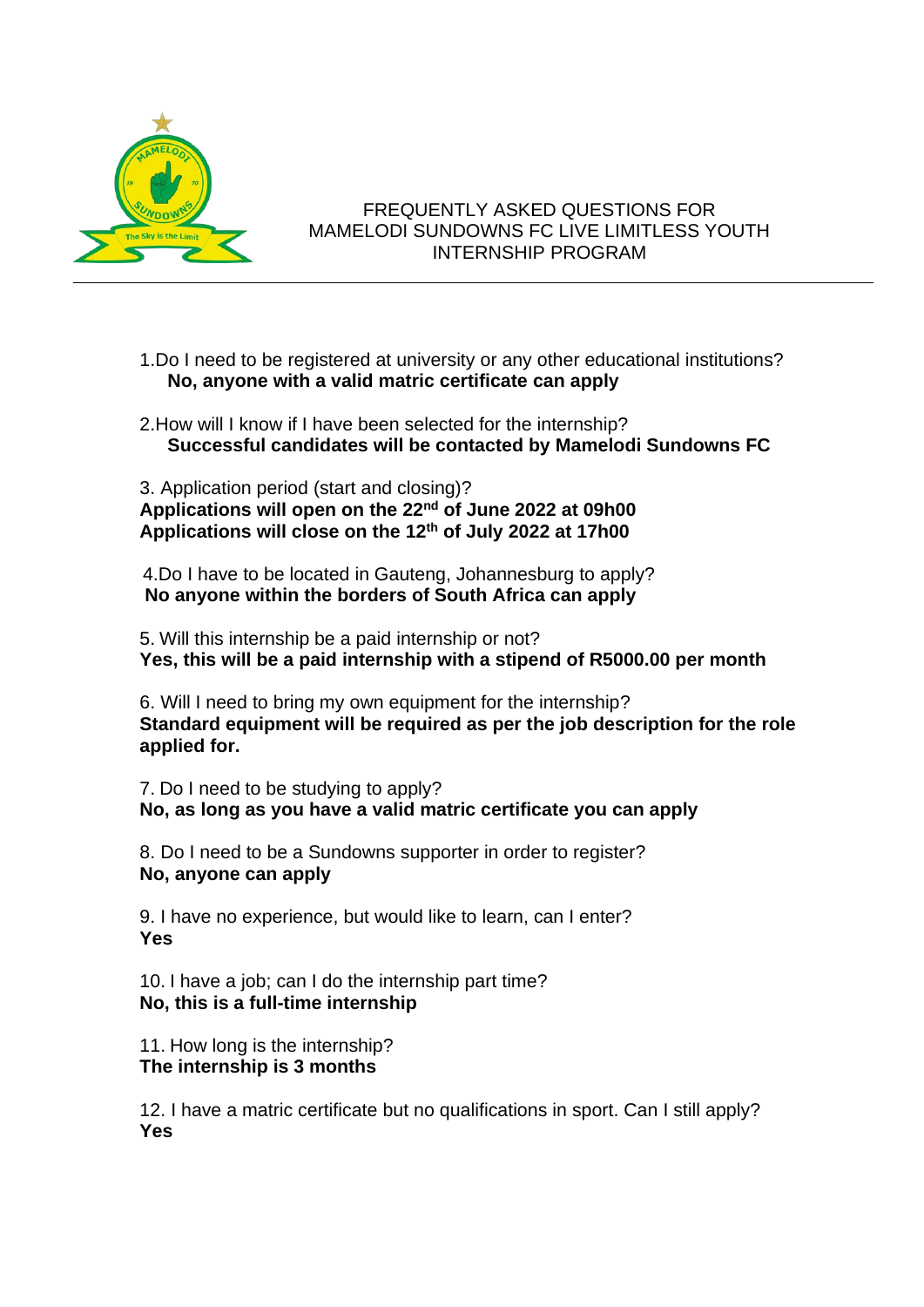# FREQUENTLY ASKED QUESTIONS FOR MAMELODI SUNDOWNS FC LIVE LIMITLESS YOUTH INTERNSHIP PROGRAM

1.Do I need to be registered at university or any other educational institutions?
**No, anyone with a valid matric certificate can apply**

2.How will I know if I have been selected for the internship?
**Successful candidates will be contacted by Mamelodi Sundowns FC**

3. Application period (start and closing)?
**Applications will open on the 22nd of June 2022 at 09h00**
**Applications will close on the 12th of July 2022 at 17h00**

4.Do I have to be located in Gauteng, Johannesburg to apply?
**No anyone within the borders of South Africa can apply**

5. Will this internship be a paid internship or not?
**Yes, this will be a paid internship with a stipend of R5000.00 per month**

6. Will I need to bring my own equipment for the internship?
**Standard equipment will be required as per the job description for the role applied for.**

7. Do I need to be studying to apply?
**No, as long as you have a valid matric certificate you can apply**

8. Do I need to be a Sundowns supporter in order to register?
**No, anyone can apply**

9. I have no experience, but would like to learn, can I enter?
**Yes**

10. I have a job; can I do the internship part time?
**No, this is a full-time internship**

11. How long is the internship?
**The internship is 3 months**

12. I have a matric certificate but no qualifications in sport. Can I still apply?
**Yes**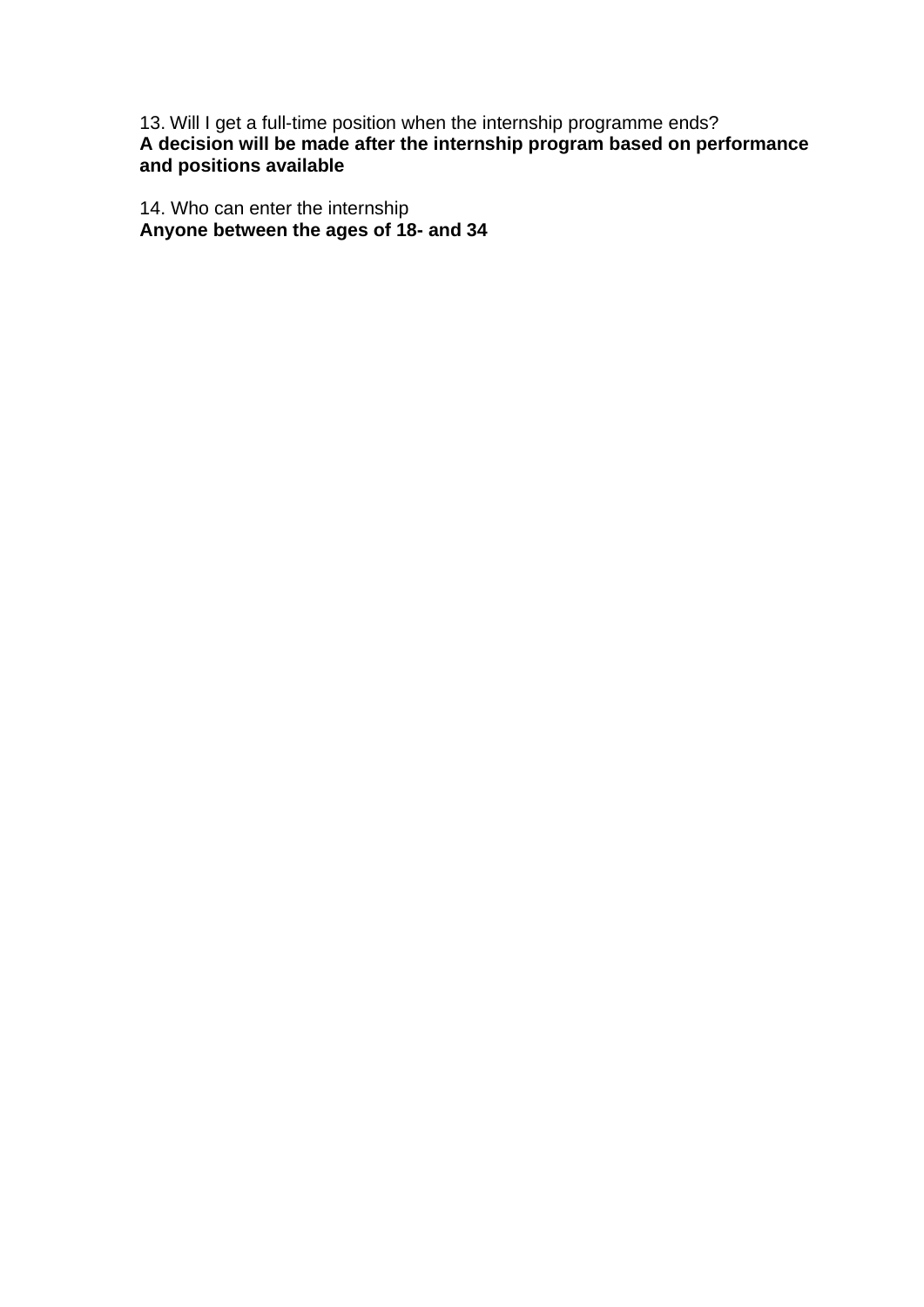13. Will I get a full-time position when the internship programme ends?
**A decision will be made after the internship program based on performance and positions available**

14. Who can enter the internship
**Anyone between the ages of 18- and 34**